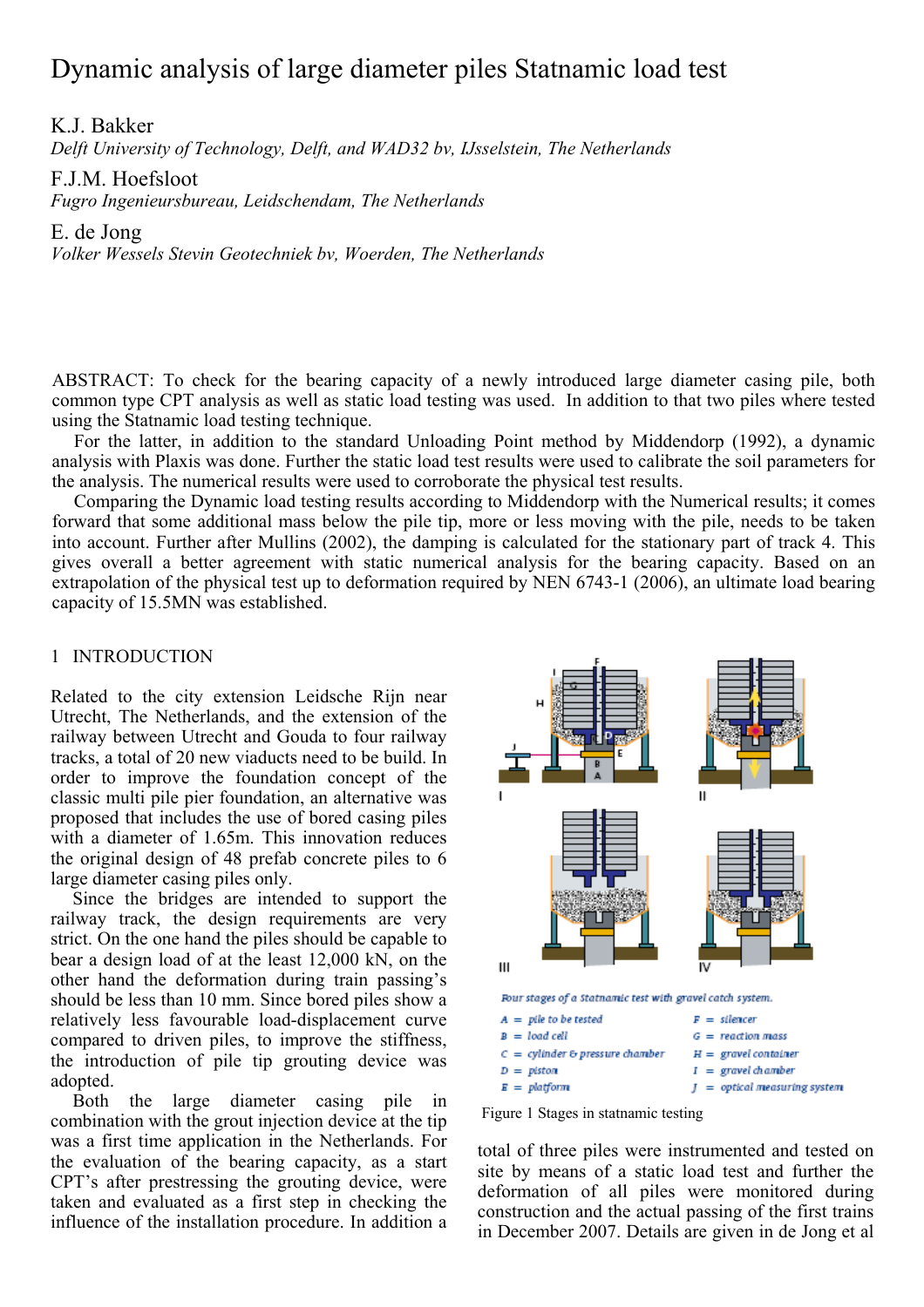# Dynamic analysis of large diameter piles Statnamic load test

K.J. Bakker
*Delft University of Technology, Delft, and WAD32 bv, IJsselstein, The Netherlands*

F.J.M. Hoefsloot
*Fugro Ingenieursbureau, Leidschendam, The Netherlands*

E. de Jong
*Volker Wessels Stevin Geotechniek bv, Woerden, The Netherlands*

ABSTRACT: To check for the bearing capacity of a newly introduced large diameter casing pile, both common type CPT analysis as well as static load testing was used. In addition to that two piles where tested using the Statnamic load testing technique.

For the latter, in addition to the standard Unloading Point method by Middendorp (1992), a dynamic analysis with Plaxis was done. Further the static load test results were used to calibrate the soil parameters for the analysis. The numerical results were used to corroborate the physical test results.

Comparing the Dynamic load testing results according to Middendorp with the Numerical results; it comes forward that some additional mass below the pile tip, more or less moving with the pile, needs to be taken into account. Further after Mullins (2002), the damping is calculated for the stationary part of track 4. This gives overall a better agreement with static numerical analysis for the bearing capacity. Based on an extrapolation of the physical test up to deformation required by NEN 6743-1 (2006), an ultimate load bearing capacity of 15.5MN was established.

## 1 INTRODUCTION

Related to the city extension Leidsche Rijn near Utrecht, The Netherlands, and the extension of the railway between Utrecht and Gouda to four railway tracks, a total of 20 new viaducts need to be build. In order to improve the foundation concept of the classic multi pile pier foundation, an alternative was proposed that includes the use of bored casing piles with a diameter of 1.65m. This innovation reduces the original design of 48 prefab concrete piles to 6 large diameter casing piles only.

Since the bridges are intended to support the railway track, the design requirements are very strict. On the one hand the piles should be capable to bear a design load of at the least 12,000 kN, on the other hand the deformation during train passing's should be less than 10 mm. Since bored piles show a relatively less favourable load-displacement curve compared to driven piles, to improve the stiffness, the introduction of pile tip grouting device was adopted.

Both the large diameter casing pile in combination with the grout injection device at the tip was a first time application in the Netherlands. For the evaluation of the bearing capacity, as a start CPT's after prestressing the grouting device, were taken and evaluated as a first step in checking the influence of the installation procedure. In addition a total of three piles were instrumented and tested on site by means of a static load test and further the deformation of all piles were monitored during construction and the actual passing of the first trains in December 2007. Details are given in de Jong et al

*Four stages of a Statnamic test with gravel catch system.*

A = pile to be tested
B = load cell
C = cylinder & pressure chamber
D = piston
E = platform
F = silencer
G = reaction mass
H = gravel container
I = gravel chamber
J = optical measuring system

Figure 1 Stages in statnamic testing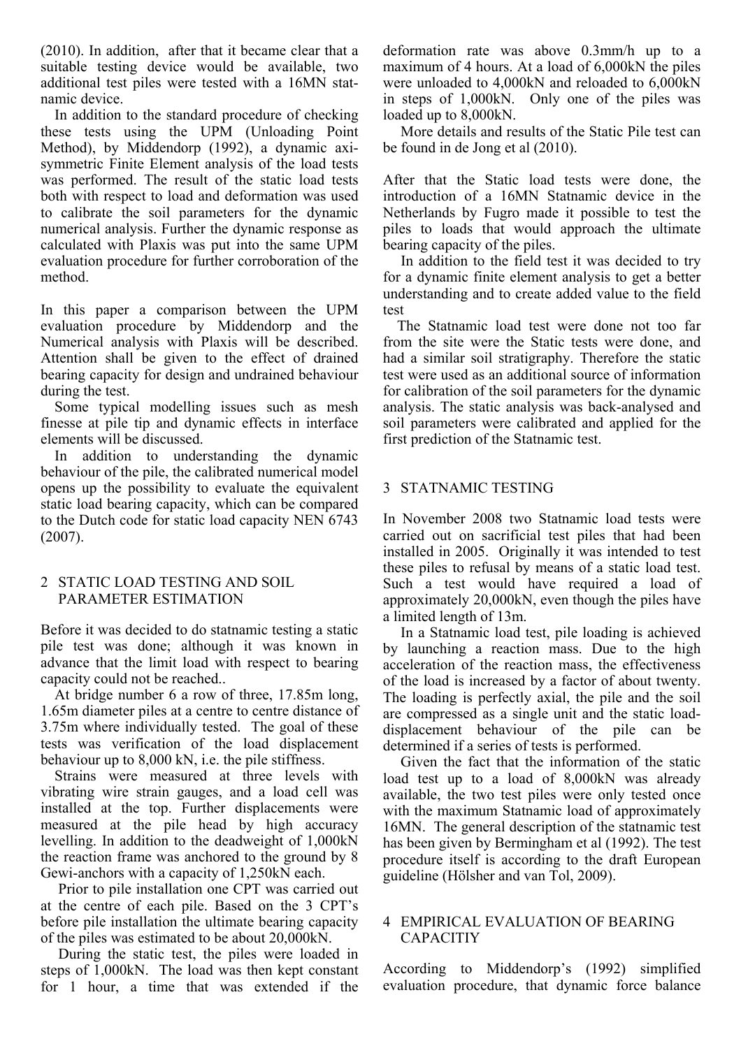(2010). In addition, after that it became clear that a suitable testing device would be available, two additional test piles were tested with a 16MN statnamic device.

In addition to the standard procedure of checking these tests using the UPM (Unloading Point Method), by Middendorp (1992), a dynamic axi-symmetric Finite Element analysis of the load tests was performed. The result of the static load tests both with respect to load and deformation was used to calibrate the soil parameters for the dynamic numerical analysis. Further the dynamic response as calculated with Plaxis was put into the same UPM evaluation procedure for further corroboration of the method.

In this paper a comparison between the UPM evaluation procedure by Middendorp and the Numerical analysis with Plaxis will be described. Attention shall be given to the effect of drained bearing capacity for design and undrained behaviour during the test.

Some typical modelling issues such as mesh finesse at pile tip and dynamic effects in interface elements will be discussed.

In addition to understanding the dynamic behaviour of the pile, the calibrated numerical model opens up the possibility to evaluate the equivalent static load bearing capacity, which can be compared to the Dutch code for static load capacity NEN 6743 (2007).

## 2 STATIC LOAD TESTING AND SOIL PARAMETER ESTIMATION

Before it was decided to do statnamic testing a static pile test was done; although it was known in advance that the limit load with respect to bearing capacity could not be reached..

At bridge number 6 a row of three, 17.85m long, 1.65m diameter piles at a centre to centre distance of 3.75m where individually tested. The goal of these tests was verification of the load displacement behaviour up to 8,000 kN, i.e. the pile stiffness.

Strains were measured at three levels with vibrating wire strain gauges, and a load cell was installed at the top. Further displacements were measured at the pile head by high accuracy levelling. In addition to the deadweight of 1,000kN the reaction frame was anchored to the ground by 8 Gewi-anchors with a capacity of 1,250kN each.

Prior to pile installation one CPT was carried out at the centre of each pile. Based on the 3 CPT's before pile installation the ultimate bearing capacity of the piles was estimated to be about 20,000kN.

During the static test, the piles were loaded in steps of 1,000kN. The load was then kept constant for 1 hour, a time that was extended if the deformation rate was above 0.3mm/h up to a maximum of 4 hours. At a load of 6,000kN the piles were unloaded to 4,000kN and reloaded to 6,000kN in steps of 1,000kN. Only one of the piles was loaded up to 8,000kN.

More details and results of the Static Pile test can be found in de Jong et al (2010).

After that the Static load tests were done, the introduction of a 16MN Statnamic device in the Netherlands by Fugro made it possible to test the piles to loads that would approach the ultimate bearing capacity of the piles.

In addition to the field test it was decided to try for a dynamic finite element analysis to get a better understanding and to create added value to the field test

The Statnamic load test were done not too far from the site were the Static tests were done, and had a similar soil stratigraphy. Therefore the static test were used as an additional source of information for calibration of the soil parameters for the dynamic analysis. The static analysis was back-analysed and soil parameters were calibrated and applied for the first prediction of the Statnamic test.

## 3 STATNAMIC TESTING

In November 2008 two Statnamic load tests were carried out on sacrificial test piles that had been installed in 2005. Originally it was intended to test these piles to refusal by means of a static load test. Such a test would have required a load of approximately 20,000kN, even though the piles have a limited length of 13m.

In a Statnamic load test, pile loading is achieved by launching a reaction mass. Due to the high acceleration of the reaction mass, the effectiveness of the load is increased by a factor of about twenty. The loading is perfectly axial, the pile and the soil are compressed as a single unit and the static load-displacement behaviour of the pile can be determined if a series of tests is performed.

Given the fact that the information of the static load test up to a load of 8,000kN was already available, the two test piles were only tested once with the maximum Statnamic load of approximately 16MN. The general description of the statnamic test has been given by Bermingham et al (1992). The test procedure itself is according to the draft European guideline (Hölsher and van Tol, 2009).

## 4 EMPIRICAL EVALUATION OF BEARING CAPACITIY

According to Middendorp's (1992) simplified evaluation procedure, that dynamic force balance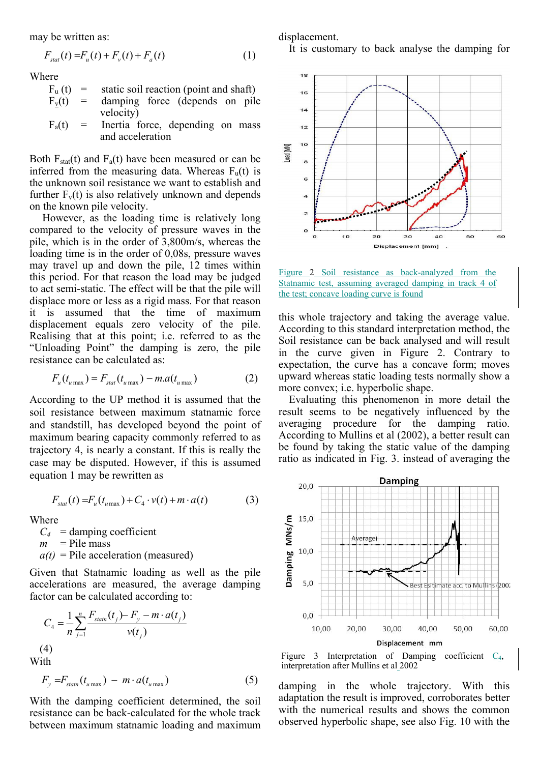may be written as:

$$F_{stat}(t) = F_u(t) + F_v(t) + F_a(t) \qquad (1)$$

Where

- $F_u(t)$ = static soil reaction (point and shaft)
- $F_v(t)$ = damping force (depends on pile velocity)
- $F_a(t)$ = Inertia force, depending on mass and acceleration

Both $F_{stat}(t)$ and $F_a(t)$ have been measured or can be inferred from the measuring data. Whereas $F_u(t)$ is the unknown soil resistance we want to establish and further $F_v(t)$ is also relatively unknown and depends on the known pile velocity.

However, as the loading time is relatively long compared to the velocity of pressure waves in the pile, which is in the order of 3,800m/s, whereas the loading time is in the order of 0,08s, pressure waves may travel up and down the pile, 12 times within this period. For that reason the load may be judged to act semi-static. The effect will be that the pile will displace more or less as a rigid mass. For that reason it is assumed that the time of maximum displacement equals zero velocity of the pile. Realising that at this point; i.e. referred to as the "Unloading Point" the damping is zero, the pile resistance can be calculated as:

$$F_u(t_{u\max}) = F_{stat}(t_{u\max}) - m.a(t_{u\max}) \qquad (2)$$

According to the UP method it is assumed that the soil resistance between maximum statnamic force and standstill, has developed beyond the point of maximum bearing capacity commonly referred to as trajectory 4, is nearly a constant. If this is really the case may be disputed. However, if this is assumed equation 1 may be rewritten as

$$F_{stat}(t) = F_u(t_{u\max}) + C_4 \cdot v(t) + m \cdot a(t) \qquad (3)$$

Where

- $C_4$ = damping coefficient
- $m$ = Pile mass
- $a(t)$ = Pile acceleration (measured)

Given that Statnamic loading as well as the pile accelerations are measured, the average damping factor can be calculated according to:

$$C_4 = \frac{1}{n}\sum_{j=1}^{n}\frac{F_{statn}(t_j) - F_y - m \cdot a(t_j)}{v(t_j)}$$

(4)

With

$$F_y = F_{statn}(t_{u\max}) - m \cdot a(t_{u\max}) \qquad (5)$$

With the damping coefficient determined, the soil resistance can be back-calculated for the whole track between maximum statnamic loading and maximum displacement.

It is customary to back analyse the damping for

Figure 2 Soil resistance as back-analyzed from the Statnamic test, assuming averaged damping in track 4 of the test; concave loading curve is found

this whole trajectory and taking the average value. According to this standard interpretation method, the Soil resistance can be back analysed and will result in the curve given in Figure 2. Contrary to expectation, the curve has a concave form; moves upward whereas static loading tests normally show a more convex; i.e. hyperbolic shape.

Evaluating this phenomenon in more detail the result seems to be negatively influenced by the averaging procedure for the damping ratio. According to Mullins et al (2002), a better result can be found by taking the static value of the damping ratio as indicated in Fig. 3. instead of averaging the

Figure 3 Interpretation of Damping coefficient $C_4$, interpretation after Mullins et al 2002

damping in the whole trajectory. With this adaptation the result is improved, corroborates better with the numerical results and shows the common observed hyperbolic shape, see also Fig. 10 with the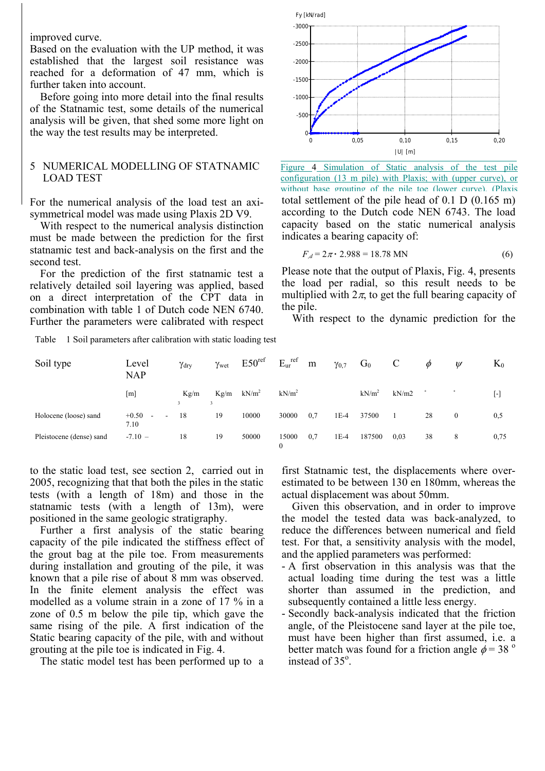improved curve.

Based on the evaluation with the UP method, it was established that the largest soil resistance was reached for a deformation of 47 mm, which is further taken into account.

Before going into more detail into the final results of the Statnamic test, some details of the numerical analysis will be given, that shed some more light on the way the test results may be interpreted.

## 5 NUMERICAL MODELLING OF STATNAMIC LOAD TEST

For the numerical analysis of the load test an axi-symmetrical model was made using Plaxis 2D V9.

With respect to the numerical analysis distinction must be made between the prediction for the first statnamic test and back-analysis on the first and the second test.

For the prediction of the first statnamic test a relatively detailed soil layering was applied, based on a direct interpretation of the CPT data in combination with table 1 of Dutch code NEN 6740. Further the parameters were calibrated with respect to the static load test, see section 2, carried out in 2005, recognizing that that both the piles in the static tests (with a length of 18m) and those in the statnamic tests (with a length of 13m), were positioned in the same geologic stratigraphy.

Further a first analysis of the static bearing capacity of the pile indicated the stiffness effect of the grout bag at the pile toe. From measurements during installation and grouting of the pile, it was known that a pile rise of about 8 mm was observed. In the finite element analysis the effect was modelled as a volume strain in a zone of 17 % in a zone of 0.5 m below the pile tip, which gave the same rising of the pile. A first indication of the Static bearing capacity of the pile, with and without grouting at the pile toe is indicated in Fig. 4.

The static model test has been performed up to a total settlement of the pile head of 0.1 D (0.165 m) according to the Dutch code NEN 6743. The load capacity based on the static numerical analysis indicates a bearing capacity of:

$$F_{;d} = 2\pi \cdot 2.988 = 18.78 \text{ MN} \tag{6}$$

Figure 4 Simulation of Static analysis of the test pile configuration (13 m pile) with Plaxis; with (upper curve), or without base grouting of the pile toe (lower curve). (Plaxis

Please note that the output of Plaxis, Fig. 4, presents the load per radial, so this result needs to be multiplied with $2\pi$, to get the full bearing capacity of the pile.

With respect to the dynamic prediction for the first Statnamic test, the displacements where over-estimated to be between 130 en 180mm, whereas the actual displacement was about 50mm.

Given this observation, and in order to improve the model the tested data was back-analyzed, to reduce the differences between numerical and field test. For that, a sensitivity analysis with the model, and the applied parameters was performed:

- A first observation in this analysis was that the actual loading time during the test was a little shorter than assumed in the prediction, and subsequently contained a little less energy.
- Secondly back-analysis indicated that the friction angle, of the Pleistocene sand layer at the pile toe, must have been higher than first assumed, i.e. a better match was found for a friction angle $\phi = 38\,^{o}$ instead of $35^{o}$.

Table 1 Soil parameters after calibration with static loading test

| Soil type | Level NAP | $\gamma_{dry}$ | $\gamma_{wet}$ | $E50^{ref}$ | $E_{ur}^{ref}$ | m | $\gamma_{0,7}$ | $G_0$ | C | $\phi$ | $\psi$ | $K_0$ |
|---|---|---|---|---|---|---|---|---|---|---|---|---|
| | [m] | Kg/m$^3$ | Kg/m$^3$ | kN/m$^2$ | kN/m$^2$ | | | kN/m$^2$ | kN/m2 | ° | ° | [-] |
| Holocene (loose) sand | +0.50 - -7.10 | 18 | 19 | 10000 | 30000 | 0,7 | 1E-4 | 37500 | 1 | 28 | 0 | 0,5 |
| Pleistocene (dense) sand | -7.10 – | 18 | 19 | 50000 | 150000 | 0,7 | 1E-4 | 187500 | 0,03 | 38 | 8 | 0,75 |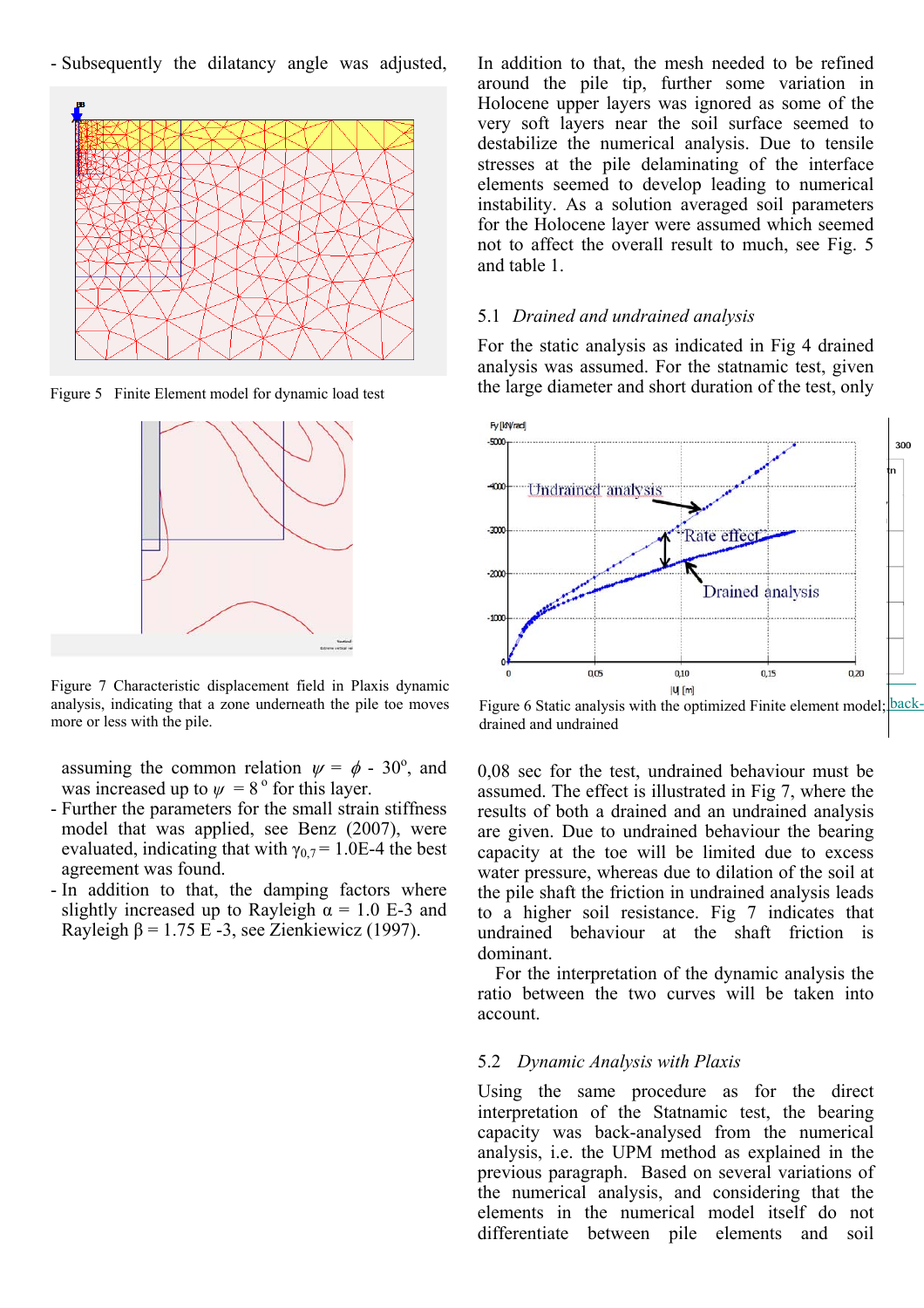- Subsequently the dilatancy angle was adjusted, assuming the common relation $\psi = \phi$ - 30°, and was increased up to $\psi$ = 8° for this layer.
- Further the parameters for the small strain stiffness model that was applied, see Benz (2007), were evaluated, indicating that with $\gamma_{0,7}$ = 1.0E-4 the best agreement was found.
- In addition to that, the damping factors where slightly increased up to Rayleigh $\alpha$ = 1.0 E-3 and Rayleigh $\beta$ = 1.75 E -3, see Zienkiewicz (1997).

Figure 5 Finite Element model for dynamic load test

Figure 7 Characteristic displacement field in Plaxis dynamic analysis, indicating that a zone underneath the pile toe moves more or less with the pile.

In addition to that, the mesh needed to be refined around the pile tip, further some variation in Holocene upper layers was ignored as some of the very soft layers near the soil surface seemed to destabilize the numerical analysis. Due to tensile stresses at the pile delaminating of the interface elements seemed to develop leading to numerical instability. As a solution averaged soil parameters for the Holocene layer were assumed which seemed not to affect the overall result to much, see Fig. 5 and table 1.

### 5.1 *Drained and undrained analysis*

For the static analysis as indicated in Fig 4 drained analysis was assumed. For the statnamic test, given the large diameter and short duration of the test, only 0,08 sec for the test, undrained behaviour must be assumed. The effect is illustrated in Fig 7, where the results of both a drained and an undrained analysis are given. Due to undrained behaviour the bearing capacity at the toe will be limited due to excess water pressure, whereas due to dilation of the soil at the pile shaft the friction in undrained analysis leads to a higher soil resistance. Fig 7 indicates that undrained behaviour at the shaft friction is dominant.

For the interpretation of the dynamic analysis the ratio between the two curves will be taken into account.

Figure 6 Static analysis with the optimized Finite element model; drained and undrained

### 5.2 *Dynamic Analysis with Plaxis*

Using the same procedure as for the direct interpretation of the Statnamic test, the bearing capacity was back-analysed from the numerical analysis, i.e. the UPM method as explained in the previous paragraph. Based on several variations of the numerical analysis, and considering that the elements in the numerical model itself do not differentiate between pile elements and soil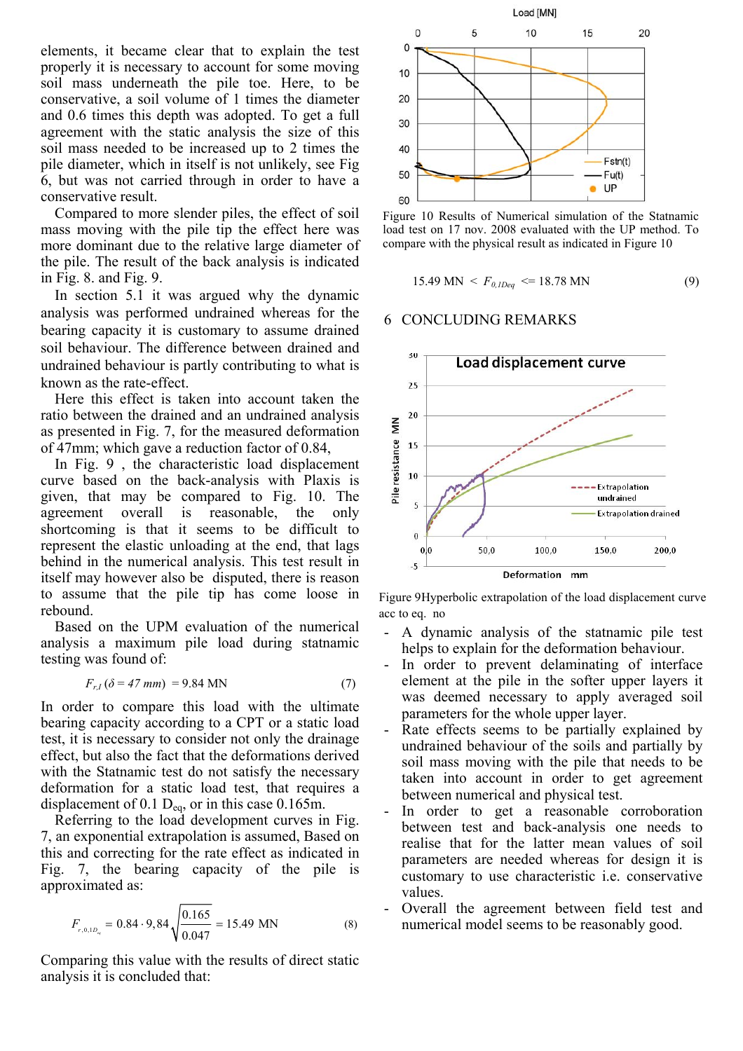elements, it became clear that to explain the test properly it is necessary to account for some moving soil mass underneath the pile toe. Here, to be conservative, a soil volume of 1 times the diameter and 0.6 times this depth was adopted. To get a full agreement with the static analysis the size of this soil mass needed to be increased up to 2 times the pile diameter, which in itself is not unlikely, see Fig 6, but was not carried through in order to have a conservative result.

Compared to more slender piles, the effect of soil mass moving with the pile tip the effect here was more dominant due to the relative large diameter of the pile. The result of the back analysis is indicated in Fig. 8. and Fig. 9.

In section 5.1 it was argued why the dynamic analysis was performed undrained whereas for the bearing capacity it is customary to assume drained soil behaviour. The difference between drained and undrained behaviour is partly contributing to what is known as the rate-effect.

Here this effect is taken into account taken the ratio between the drained and an undrained analysis as presented in Fig. 7, for the measured deformation of 47mm; which gave a reduction factor of 0.84,

In Fig. 9 , the characteristic load displacement curve based on the back-analysis with Plaxis is given, that may be compared to Fig. 10. The agreement overall is reasonable, the only shortcoming is that it seems to be difficult to represent the elastic unloading at the end, that lags behind in the numerical analysis. This test result in itself may however also be disputed, there is reason to assume that the pile tip has come loose in rebound.

Based on the UPM evaluation of the numerical analysis a maximum pile load during statnamic testing was found of:

$$F_{r,l}\,(\delta = 47\ mm) = 9.84\ \text{MN} \tag{7}$$

In order to compare this load with the ultimate bearing capacity according to a CPT or a static load test, it is necessary to consider not only the drainage effect, but also the fact that the deformations derived with the Statnamic test do not satisfy the necessary deformation for a static load test, that requires a displacement of 0.1 $D_{eq}$, or in this case 0.165m.

Referring to the load development curves in Fig. 7, an exponential extrapolation is assumed, Based on this and correcting for the rate effect as indicated in Fig. 7, the bearing capacity of the pile is approximated as:

$$F_{r,0,1D_{eq}} = 0.84 \cdot 9{,}84\sqrt{\frac{0.165}{0.047}} = 15.49\ \text{MN} \tag{8}$$

Comparing this value with the results of direct static analysis it is concluded that:

Figure 10 Results of Numerical simulation of the Statnamic load test on 17 nov. 2008 evaluated with the UP method. To compare with the physical result as indicated in Figure 10

$$15.49\ \text{MN} < F_{0,1Deq} <= 18.78\ \text{MN} \tag{9}$$

## 6 CONCLUDING REMARKS

Figure 9Hyperbolic extrapolation of the load displacement curve acc to eq. no

- A dynamic analysis of the statnamic pile test helps to explain for the deformation behaviour.
- In order to prevent delaminating of interface element at the pile in the softer upper layers it was deemed necessary to apply averaged soil parameters for the whole upper layer.
- Rate effects seems to be partially explained by undrained behaviour of the soils and partially by soil mass moving with the pile that needs to be taken into account in order to get agreement between numerical and physical test.
- In order to get a reasonable corroboration between test and back-analysis one needs to realise that for the latter mean values of soil parameters are needed whereas for design it is customary to use characteristic i.e. conservative values.
- Overall the agreement between field test and numerical model seems to be reasonably good.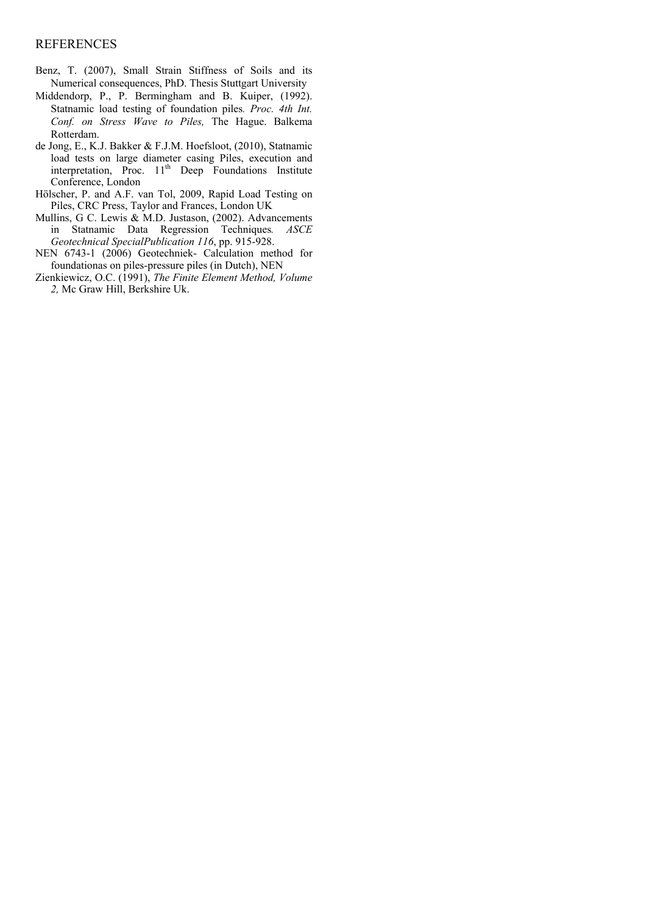## REFERENCES

Benz, T. (2007), Small Strain Stiffness of Soils and its Numerical consequences, PhD. Thesis Stuttgart University

Middendorp, P., P. Bermingham and B. Kuiper, (1992). Statnamic load testing of foundation piles. *Proc. 4th Int. Conf. on Stress Wave to Piles,* The Hague. Balkema Rotterdam.

de Jong, E., K.J. Bakker & F.J.M. Hoefsloot, (2010), Statnamic load tests on large diameter casing Piles, execution and interpretation, Proc. 11th Deep Foundations Institute Conference, London

Hölscher, P. and A.F. van Tol, 2009, Rapid Load Testing on Piles, CRC Press, Taylor and Frances, London UK

Mullins, G C. Lewis & M.D. Justason, (2002). Advancements in Statnamic Data Regression Techniques. *ASCE Geotechnical SpecialPublication 116*, pp. 915-928.

NEN 6743-1 (2006) Geotechniek- Calculation method for foundationas on piles-pressure piles (in Dutch), NEN

Zienkiewicz, O.C. (1991), *The Finite Element Method, Volume 2,* Mc Graw Hill, Berkshire Uk.